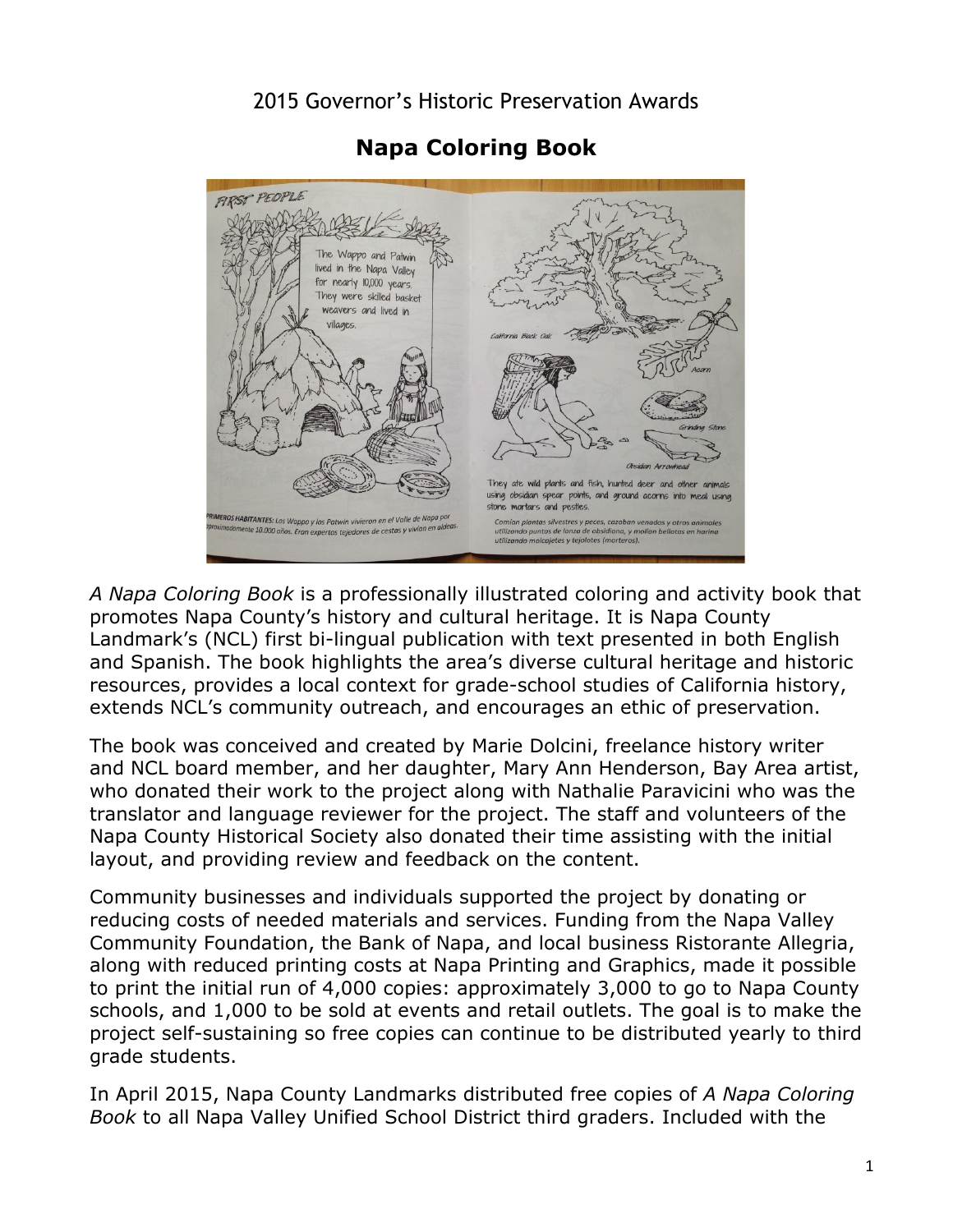2015 Governor's Historic Preservation Awards

# Napa Coloring Book

*A Napa Coloring Book* is a professionally illustrated coloring and activity book that promotes Napa County's history and cultural heritage. It is Napa County Landmark's (NCL) first bi-lingual publication with text presented in both English and Spanish. The book highlights the area's diverse cultural heritage and historic resources, provides a local context for grade-school studies of California history, extends NCL's community outreach, and encourages an ethic of preservation.

The book was conceived and created by Marie Dolcini, freelance history writer and NCL board member, and her daughter, Mary Ann Henderson, Bay Area artist, who donated their work to the project along with Nathalie Paravicini who was the translator and language reviewer for the project. The staff and volunteers of the Napa County Historical Society also donated their time assisting with the initial layout, and providing review and feedback on the content.

Community businesses and individuals supported the project by donating or reducing costs of needed materials and services. Funding from the Napa Valley Community Foundation, the Bank of Napa, and local business Ristorante Allegria, along with reduced printing costs at Napa Printing and Graphics, made it possible to print the initial run of 4,000 copies: approximately 3,000 to go to Napa County schools, and 1,000 to be sold at events and retail outlets. The goal is to make the project self-sustaining so free copies can continue to be distributed yearly to third grade students.

In April 2015, Napa County Landmarks distributed free copies of *A Napa Coloring Book* to all Napa Valley Unified School District third graders. Included with the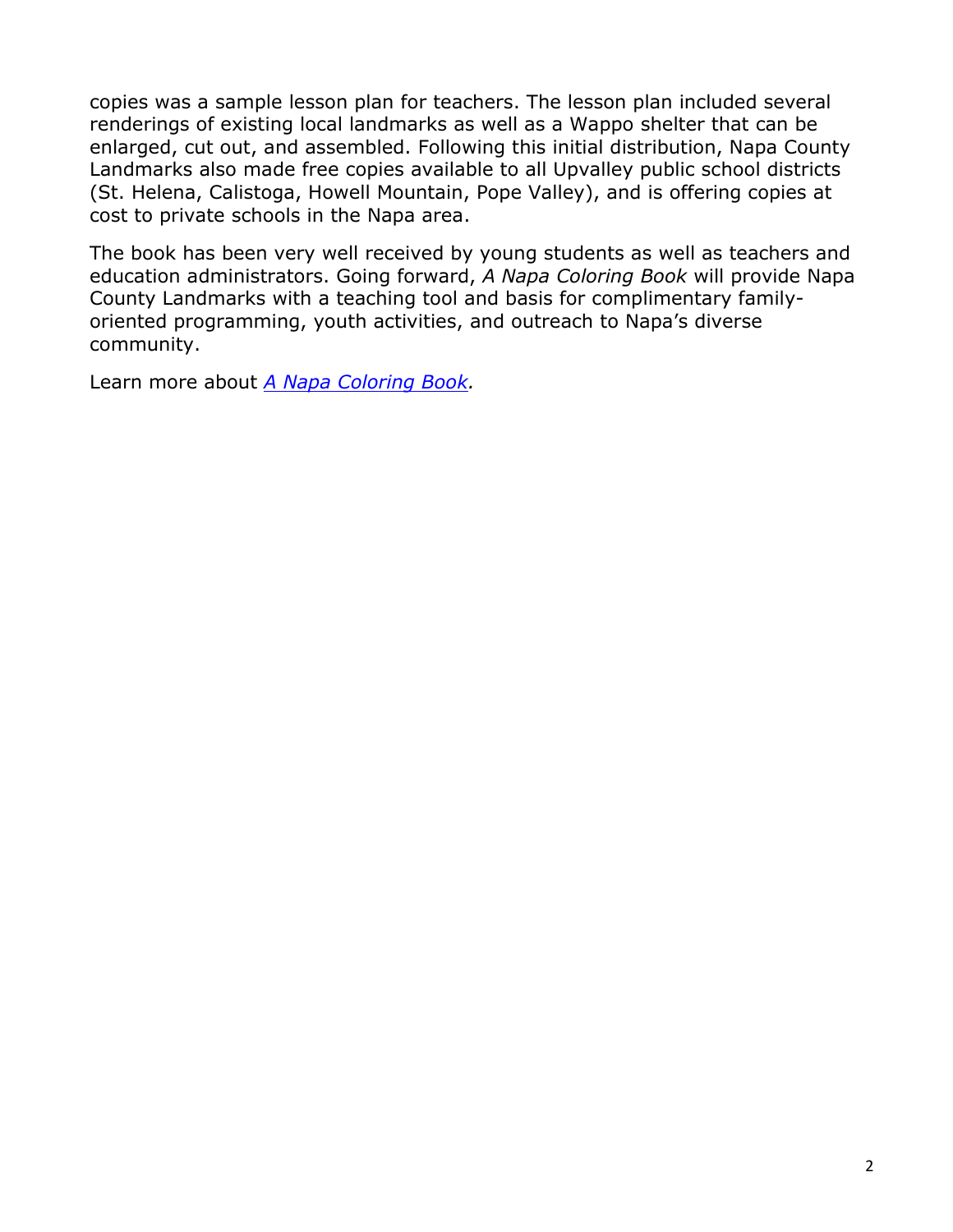copies was a sample lesson plan for teachers. The lesson plan included several renderings of existing local landmarks as well as a Wappo shelter that can be enlarged, cut out, and assembled. Following this initial distribution, Napa County Landmarks also made free copies available to all Upvalley public school districts (St. Helena, Calistoga, Howell Mountain, Pope Valley), and is offering copies at cost to private schools in the Napa area.

The book has been very well received by young students as well as teachers and education administrators. Going forward, *A Napa Coloring Book* will provide Napa County Landmarks with a teaching tool and basis for complimentary family-oriented programming, youth activities, and outreach to Napa's diverse community.

Learn more about *A Napa Coloring Book*.